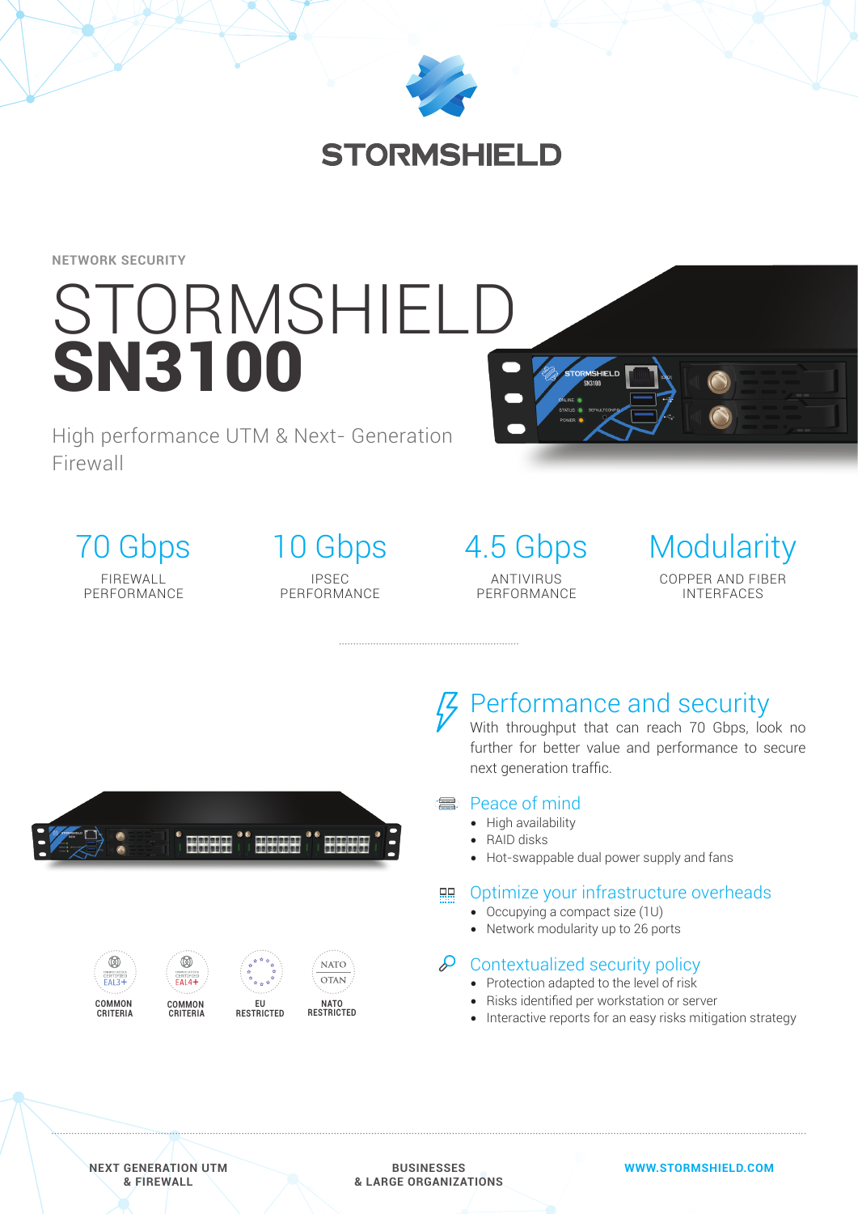STORMSHIELD

NETWORK SECURITY

# STORMSHIELD **SN3100**

High performance UTM & Next- Generation Firewall

**70 Gbps**
FIREWALL PERFORMANCE

**10 Gbps**
IPSEC PERFORMANCE

**4.5 Gbps**
ANTIVIRUS PERFORMANCE

**Modularity**
COPPER AND FIBER INTERFACES

## Performance and security

With throughput that can reach 70 Gbps, look no further for better value and performance to secure next generation traffic.

## Peace of mind

- High availability
- RAID disks
- Hot-swappable dual power supply and fans

## Optimize your infrastructure overheads

- Occupying a compact size (1U)
- Network modularity up to 26 ports

## Contextualized security policy

- Protection adapted to the level of risk
- Risks identified per workstation or server
- Interactive reports for an easy risks mitigation strategy

CERTIFIED EAL3+ COMMON CRITERIA

CERTIFIED EAL4+ COMMON CRITERIA

EU RESTRICTED

NATO OTAN NATO RESTRICTED

NEXT GENERATION UTM & FIREWALL

BUSINESSES & LARGE ORGANIZATIONS

WWW.STORMSHIELD.COM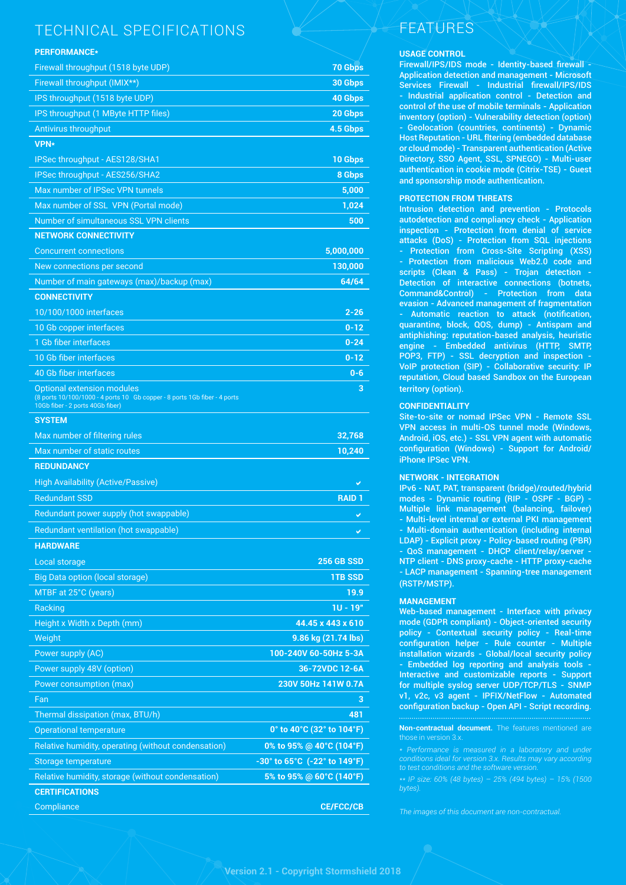# TECHNICAL SPECIFICATIONS

| | |
|---|---|
| **PERFORMANCE*** | |
| Firewall throughput (1518 byte UDP) | **70 Gbps** |
| Firewall throughput (IMIX**) | **30 Gbps** |
| IPS throughput (1518 byte UDP) | **40 Gbps** |
| IPS throughput (1 MByte HTTP files) | **20 Gbps** |
| Antivirus throughput | **4.5 Gbps** |
| **VPN*** | |
| IPSec throughput - AES128/SHA1 | **10 Gbps** |
| IPSec throughput - AES256/SHA2 | **8 Gbps** |
| Max number of IPSec VPN tunnels | **5,000** |
| Max number of SSL VPN (Portal mode) | **1,024** |
| Number of simultaneous SSL VPN clients | **500** |
| **NETWORK CONNECTIVITY** | |
| Concurrent connections | **5,000,000** |
| New connections per second | **130,000** |
| Number of main gateways (max)/backup (max) | **64/64** |
| **CONNECTIVITY** | |
| 10/100/1000 interfaces | **2-26** |
| 10 Gb copper interfaces | **0-12** |
| 1 Gb fiber interfaces | **0-24** |
| 10 Gb fiber interfaces | **0-12** |
| 40 Gb fiber interfaces | **0-6** |
| Optional extension modules (8 ports 10/100/1000 - 4 ports 10 Gb copper - 8 ports 1Gb fiber - 4 ports 10Gb fiber - 2 ports 40Gb fiber) | **3** |
| **SYSTEM** | |
| Max number of filtering rules | **32,768** |
| Max number of static routes | **10,240** |
| **REDUNDANCY** | |
| High Availability (Active/Passive) | ✔ |
| Redundant SSD | **RAID 1** |
| Redundant power supply (hot swappable) | ✔ |
| Redundant ventilation (hot swappable) | ✔ |
| **HARDWARE** | |
| Local storage | **256 GB SSD** |
| Big Data option (local storage) | **1TB SSD** |
| MTBF at 25°C (years) | **19.9** |
| Racking | **1U - 19"** |
| Height x Width x Depth (mm) | **44.45 x 443 x 610** |
| Weight | **9.86 kg (21.74 lbs)** |
| Power supply (AC) | **100-240V 60-50Hz 5-3A** |
| Power supply 48V (option) | **36-72VDC 12-6A** |
| Power consumption (max) | **230V 50Hz 141W 0.7A** |
| Fan | **3** |
| Thermal dissipation (max, BTU/h) | **481** |
| Operational temperature | **0° to 40°C (32° to 104°F)** |
| Relative humidity, operating (without condensation) | **0% to 95% @ 40°C (104°F)** |
| Storage temperature | **-30° to 65°C (-22° to 149°F)** |
| Relative humidity, storage (without condensation) | **5% to 95% @ 60°C (140°F)** |
| **CERTIFICATIONS** | |
| Compliance | **CE/FCC/CB** |

# FEATURES

### USAGE CONTROL

Firewall/IPS/IDS mode - Identity-based firewall - Application detection and management - Microsoft Services Firewall - Industrial firewall/IPS/IDS - Industrial application control - Detection and control of the use of mobile terminals - Application inventory (option) - Vulnerability detection (option) - Geolocation (countries, continents) - Dynamic Host Reputation - URL filtering (embedded database or cloud mode) - Transparent authentication (Active Directory, SSO Agent, SSL, SPNEGO) - Multi-user authentication in cookie mode (Citrix-TSE) - Guest and sponsorship mode authentication.

### PROTECTION FROM THREATS

Intrusion detection and prevention - Protocols autodetection and compliancy check - Application inspection - Protection from denial of service attacks (DoS) - Protection from SQL injections - Protection from Cross-Site Scripting (XSS) - Protection from malicious Web2.0 code and scripts (Clean & Pass) - Trojan detection - Detection of interactive connections (botnets, Command&Control) - Protection from data evasion - Advanced management of fragmentation - Automatic reaction to attack (notification, quarantine, block, QOS, dump) - Antispam and antiphishing: reputation-based analysis, heuristic engine - Embedded antivirus (HTTP, SMTP, POP3, FTP) - SSL decryption and inspection - VoIP protection (SIP) - Collaborative security: IP reputation, Cloud based Sandbox on the European territory (option).

### CONFIDENTIALITY

Site-to-site or nomad IPSec VPN - Remote SSL VPN access in multi-OS tunnel mode (Windows, Android, iOS, etc.) - SSL VPN agent with automatic configuration (Windows) - Support for Android/ iPhone IPSec VPN.

### NETWORK - INTEGRATION

IPv6 - NAT, PAT, transparent (bridge)/routed/hybrid modes - Dynamic routing (RIP - OSPF - BGP) - Multiple link management (balancing, failover) - Multi-level internal or external PKI management - Multi-domain authentication (including internal LDAP) - Explicit proxy - Policy-based routing (PBR) - QoS management - DHCP client/relay/server - NTP client - DNS proxy-cache - HTTP proxy-cache - LACP management - Spanning-tree management (RSTP/MSTP).

### MANAGEMENT

Web-based management - Interface with privacy mode (GDPR compliant) - Object-oriented security policy - Contextual security policy - Real-time configuration helper - Rule counter - Multiple installation wizards - Global/local security policy - Embedded log reporting and analysis tools - Interactive and customizable reports - Support for multiple syslog server UDP/TCP/TLS - SNMP v1, v2c, v3 agent - IPFIX/NetFlow - Automated configuration backup - Open API - Script recording.

**Non-contractual document.** The features mentioned are those in version 3.x.

*\* Performance is measured in a laboratory and under conditions ideal for version 3.x. Results may vary according to test conditions and the software version.*

*\*\* IP size: 60% (48 bytes) – 25% (494 bytes) – 15% (1500 bytes).*

*The images of this document are non-contractual.*

Version 2.1 - Copyright Stormshield 2018